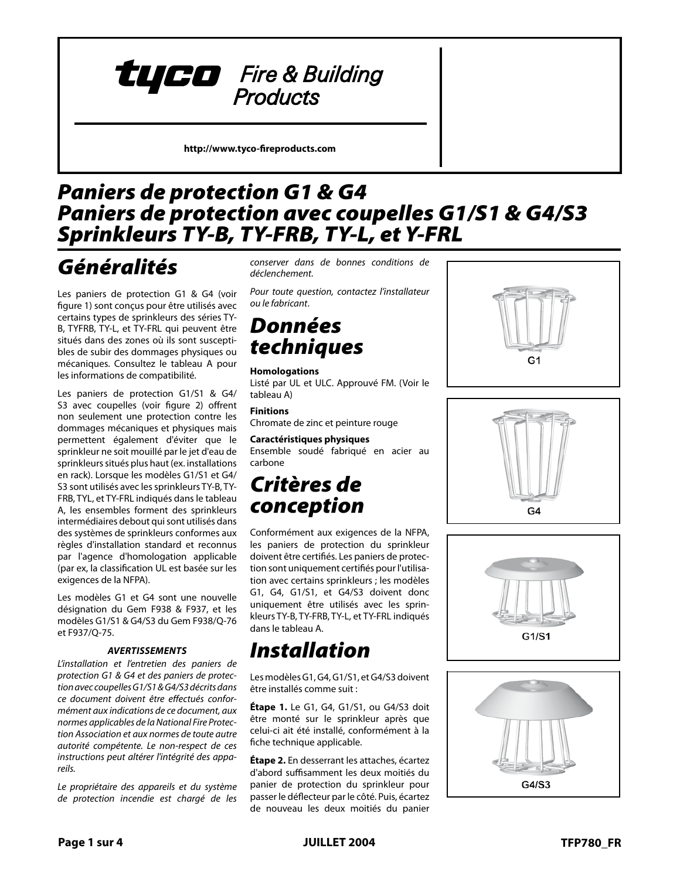tyco Fire & Building Products

http://www.tyco-fireproducts.com

# Paniers de protection G1 & G4
# Paniers de protection avec coupelles G1/S1 & G4/S3
# Sprinkleurs TY-B, TY-FRB, TY-L, et Y-FRL

## Généralités

Les paniers de protection G1 & G4 (voir figure 1) sont conçus pour être utilisés avec certains types de sprinkleurs des séries TY-B, TYFRB, TY-L, et TY-FRL qui peuvent être situés dans des zones où ils sont susceptibles de subir des dommages physiques ou mécaniques. Consultez le tableau A pour les informations de compatibilité.

Les paniers de protection G1/S1 & G4/S3 avec coupelles (voir figure 2) offrent non seulement une protection contre les dommages mécaniques et physiques mais permettent également d'éviter que le sprinkleur ne soit mouillé par le jet d'eau de sprinkleurs situés plus haut (ex. installations en rack). Lorsque les modèles G1/S1 et G4/S3 sont utilisés avec les sprinkleurs TY-B, TY-FRB, TYL, et TY-FRL indiqués dans le tableau A, les ensembles forment des sprinkleurs intermédiaires debout qui sont utilisés dans des systèmes de sprinkleurs conformes aux règles d'installation standard et reconnus par l'agence d'homologation applicable (par ex, la classification UL est basée sur les exigences de la NFPA).

Les modèles G1 et G4 sont une nouvelle désignation du Gem F938 & F937, et les modèles G1/S1 & G4/S3 du Gem F938/Q-76 et F937/Q-75.

***AVERTISSEMENTS***

*L'installation et l'entretien des paniers de protection G1 & G4 et des paniers de protection avec coupelles G1/S1 & G4/S3 décrits dans ce document doivent être effectués conformément aux indications de ce document, aux normes applicables de la National Fire Protection Association et aux normes de toute autre autorité compétente. Le non-respect de ces instructions peut altérer l'intégrité des appareils.*

*Le propriétaire des appareils et du système de protection incendie est chargé de les conserver dans de bonnes conditions de déclenchement.*

*Pour toute question, contactez l'installateur ou le fabricant.*

## Données techniques

**Homologations**
Listé par UL et ULC. Approuvé FM. (Voir le tableau A)

**Finitions**
Chromate de zinc et peinture rouge

**Caractéristiques physiques**
Ensemble soudé fabriqué en acier au carbone

## Critères de conception

Conformément aux exigences de la NFPA, les paniers de protection du sprinkleur doivent être certifiés. Les paniers de protection sont uniquement certifiés pour l'utilisation avec certains sprinkleurs ; les modèles G1, G4, G1/S1, et G4/S3 doivent donc uniquement être utilisés avec les sprinkleurs TY-B, TY-FRB, TY-L, et TY-FRL indiqués dans le tableau A.

## Installation

Les modèles G1, G4, G1/S1, et G4/S3 doivent être installés comme suit :

**Étape 1.** Le G1, G4, G1/S1, ou G4/S3 doit être monté sur le sprinkleur après que celui-ci ait été installé, conformément à la fiche technique applicable.

**Étape 2.** En desserrant les attaches, écartez d'abord suffisamment les deux moitiés du panier de protection du sprinkleur pour passer le déflecteur par le côté. Puis, écartez de nouveau les deux moitiés du panier

G1

G4

G1/S1

G4/S3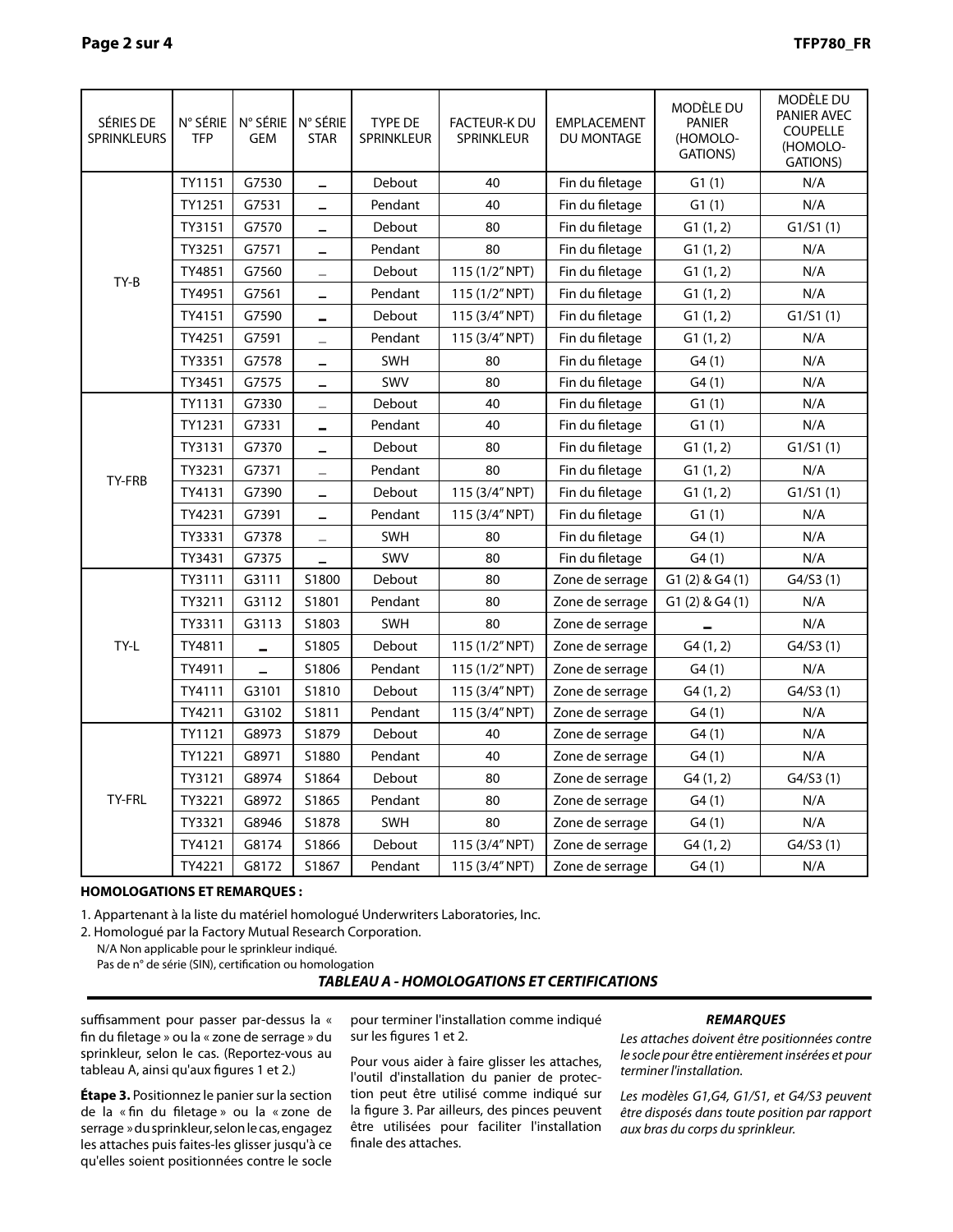| SÉRIES DE SPRINKLEURS | N° SÉRIE TFP | N° SÉRIE GEM | N° SÉRIE STAR | TYPE DE SPRINKLEUR | FACTEUR-K DU SPRINKLEUR | EMPLACEMENT DU MONTAGE | MODÈLE DU PANIER (HOMOLOGATIONS) | MODÈLE DU PANIER AVEC COUPELLE (HOMOLOGATIONS) |
|---|---|---|---|---|---|---|---|---|
| TY-B | TY1151 | G7530 | – | Debout | 40 | Fin du filetage | G1 (1) | N/A |
| | TY1251 | G7531 | – | Pendant | 40 | Fin du filetage | G1 (1) | N/A |
| | TY3151 | G7570 | – | Debout | 80 | Fin du filetage | G1 (1, 2) | G1/S1 (1) |
| | TY3251 | G7571 | – | Pendant | 80 | Fin du filetage | G1 (1, 2) | N/A |
| | TY4851 | G7560 | – | Debout | 115 (1/2" NPT) | Fin du filetage | G1 (1, 2) | N/A |
| | TY4951 | G7561 | – | Pendant | 115 (1/2" NPT) | Fin du filetage | G1 (1, 2) | N/A |
| | TY4151 | G7590 | – | Debout | 115 (3/4" NPT) | Fin du filetage | G1 (1, 2) | G1/S1 (1) |
| | TY4251 | G7591 | – | Pendant | 115 (3/4" NPT) | Fin du filetage | G1 (1, 2) | N/A |
| | TY3351 | G7578 | – | SWH | 80 | Fin du filetage | G4 (1) | N/A |
| | TY3451 | G7575 | – | SWV | 80 | Fin du filetage | G4 (1) | N/A |
| TY-FRB | TY1131 | G7330 | – | Debout | 40 | Fin du filetage | G1 (1) | N/A |
| | TY1231 | G7331 | – | Pendant | 40 | Fin du filetage | G1 (1) | N/A |
| | TY3131 | G7370 | – | Debout | 80 | Fin du filetage | G1 (1, 2) | G1/S1 (1) |
| | TY3231 | G7371 | – | Pendant | 80 | Fin du filetage | G1 (1, 2) | N/A |
| | TY4131 | G7390 | – | Debout | 115 (3/4" NPT) | Fin du filetage | G1 (1, 2) | G1/S1 (1) |
| | TY4231 | G7391 | – | Pendant | 115 (3/4" NPT) | Fin du filetage | G1 (1) | N/A |
| | TY3331 | G7378 | – | SWH | 80 | Fin du filetage | G4 (1) | N/A |
| | TY3431 | G7375 | – | SWV | 80 | Fin du filetage | G4 (1) | N/A |
| TY-L | TY3111 | G3111 | S1800 | Debout | 80 | Zone de serrage | G1 (2) & G4 (1) | G4/S3 (1) |
| | TY3211 | G3112 | S1801 | Pendant | 80 | Zone de serrage | G1 (2) & G4 (1) | N/A |
| | TY3311 | G3113 | S1803 | SWH | 80 | Zone de serrage | – | N/A |
| | TY4811 | – | S1805 | Debout | 115 (1/2" NPT) | Zone de serrage | G4 (1, 2) | G4/S3 (1) |
| | TY4911 | – | S1806 | Pendant | 115 (1/2" NPT) | Zone de serrage | G4 (1) | N/A |
| | TY4111 | G3101 | S1810 | Debout | 115 (3/4" NPT) | Zone de serrage | G4 (1, 2) | G4/S3 (1) |
| | TY4211 | G3102 | S1811 | Pendant | 115 (3/4" NPT) | Zone de serrage | G4 (1) | N/A |
| TY-FRL | TY1121 | G8973 | S1879 | Debout | 40 | Zone de serrage | G4 (1) | N/A |
| | TY1221 | G8971 | S1880 | Pendant | 40 | Zone de serrage | G4 (1) | N/A |
| | TY3121 | G8974 | S1864 | Debout | 80 | Zone de serrage | G4 (1, 2) | G4/S3 (1) |
| | TY3221 | G8972 | S1865 | Pendant | 80 | Zone de serrage | G4 (1) | N/A |
| | TY3321 | G8946 | S1878 | SWH | 80 | Zone de serrage | G4 (1) | N/A |
| | TY4121 | G8174 | S1866 | Debout | 115 (3/4" NPT) | Zone de serrage | G4 (1, 2) | G4/S3 (1) |
| | TY4221 | G8172 | S1867 | Pendant | 115 (3/4" NPT) | Zone de serrage | G4 (1) | N/A |

**HOMOLOGATIONS ET REMARQUES :**

1. Appartenant à la liste du matériel homologué Underwriters Laboratories, Inc.
2. Homologué par la Factory Mutual Research Corporation.

N/A Non applicable pour le sprinkleur indiqué.
– Pas de n° de série (SIN), certification ou homologation

***TABLEAU A - HOMOLOGATIONS ET CERTIFICATIONS***

suffisamment pour passer par-dessus la « fin du filetage » ou la « zone de serrage » du sprinkleur, selon le cas. (Reportez-vous au tableau A, ainsi qu'aux figures 1 et 2.)

**Étape 3.** Positionnez le panier sur la section de la « fin du filetage » ou la « zone de serrage » du sprinkleur, selon le cas, engagez les attaches puis faites-les glisser jusqu'à ce qu'elles soient positionnées contre le socle pour terminer l'installation comme indiqué sur les figures 1 et 2.

Pour vous aider à faire glisser les attaches, l'outil d'installation du panier de protection peut être utilisé comme indiqué sur la figure 3. Par ailleurs, des pinces peuvent être utilisées pour faciliter l'installation finale des attaches.

***REMARQUES***

*Les attaches doivent être positionnées contre le socle pour être entièrement insérées et pour terminer l'installation.*

*Les modèles G1,G4, G1/S1, et G4/S3 peuvent être disposés dans toute position par rapport aux bras du corps du sprinkleur.*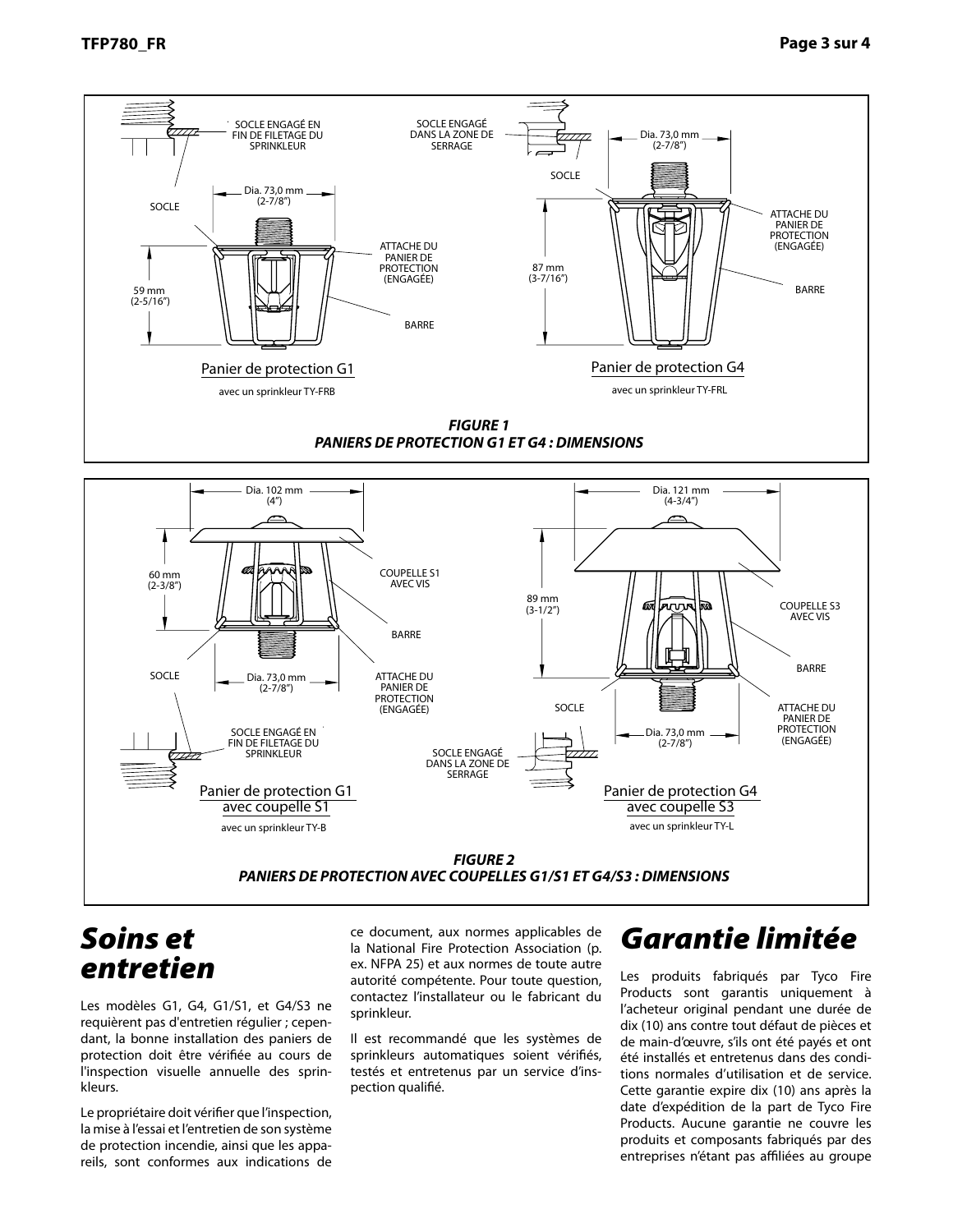SOCLE ENGAGÉ EN FIN DE FILETAGE DU SPRINKLEUR

SOCLE

Dia. 73,0 mm (2-7/8")

59 mm (2-5/16")

ATTACHE DU PANIER DE PROTECTION (ENGAGÉE)

BARRE

Panier de protection G1

avec un sprinkleur TY-FRB

SOCLE ENGAGÉ DANS LA ZONE DE SERRAGE

SOCLE

Dia. 73,0 mm (2-7/8")

87 mm (3-7/16")

ATTACHE DU PANIER DE PROTECTION (ENGAGÉE)

BARRE

Panier de protection G4

avec un sprinkleur TY-FRL

***FIGURE 1***
***PANIERS DE PROTECTION G1 ET G4 : DIMENSIONS***

Dia. 102 mm (4")

60 mm (2-3/8")

COUPELLE S1 AVEC VIS

BARRE

SOCLE

Dia. 73,0 mm (2-7/8")

ATTACHE DU PANIER DE PROTECTION (ENGAGÉE)

SOCLE ENGAGÉ EN FIN DE FILETAGE DU SPRINKLEUR

Panier de protection G1 avec coupelle S1

avec un sprinkleur TY-B

Dia. 121 mm (4-3/4")

89 mm (3-1/2")

COUPELLE S3 AVEC VIS

BARRE

SOCLE

ATTACHE DU PANIER DE PROTECTION (ENGAGÉE)

Dia. 73,0 mm (2-7/8")

SOCLE ENGAGÉ DANS LA ZONE DE SERRAGE

Panier de protection G4 avec coupelle S3

avec un sprinkleur TY-L

***FIGURE 2***
***PANIERS DE PROTECTION AVEC COUPELLES G1/S1 ET G4/S3 : DIMENSIONS***

# *Soins et entretien*

Les modèles G1, G4, G1/S1, et G4/S3 ne requièrent pas d'entretien régulier ; cependant, la bonne installation des paniers de protection doit être vérifiée au cours de l'inspection visuelle annuelle des sprinkleurs.

Le propriétaire doit vérifier que l'inspection, la mise à l'essai et l'entretien de son système de protection incendie, ainsi que les appareils, sont conformes aux indications de ce document, aux normes applicables de la National Fire Protection Association (p. ex. NFPA 25) et aux normes de toute autre autorité compétente. Pour toute question, contactez l'installateur ou le fabricant du sprinkleur.

Il est recommandé que les systèmes de sprinkleurs automatiques soient vérifiés, testés et entretenus par un service d'inspection qualifié.

# *Garantie limitée*

Les produits fabriqués par Tyco Fire Products sont garantis uniquement à l'acheteur original pendant une durée de dix (10) ans contre tout défaut de pièces et de main-d'œuvre, s'ils ont été payés et ont été installés et entretenus dans des conditions normales d'utilisation et de service. Cette garantie expire dix (10) ans après la date d'expédition de la part de Tyco Fire Products. Aucune garantie ne couvre les produits et composants fabriqués par des entreprises n'étant pas affiliées au groupe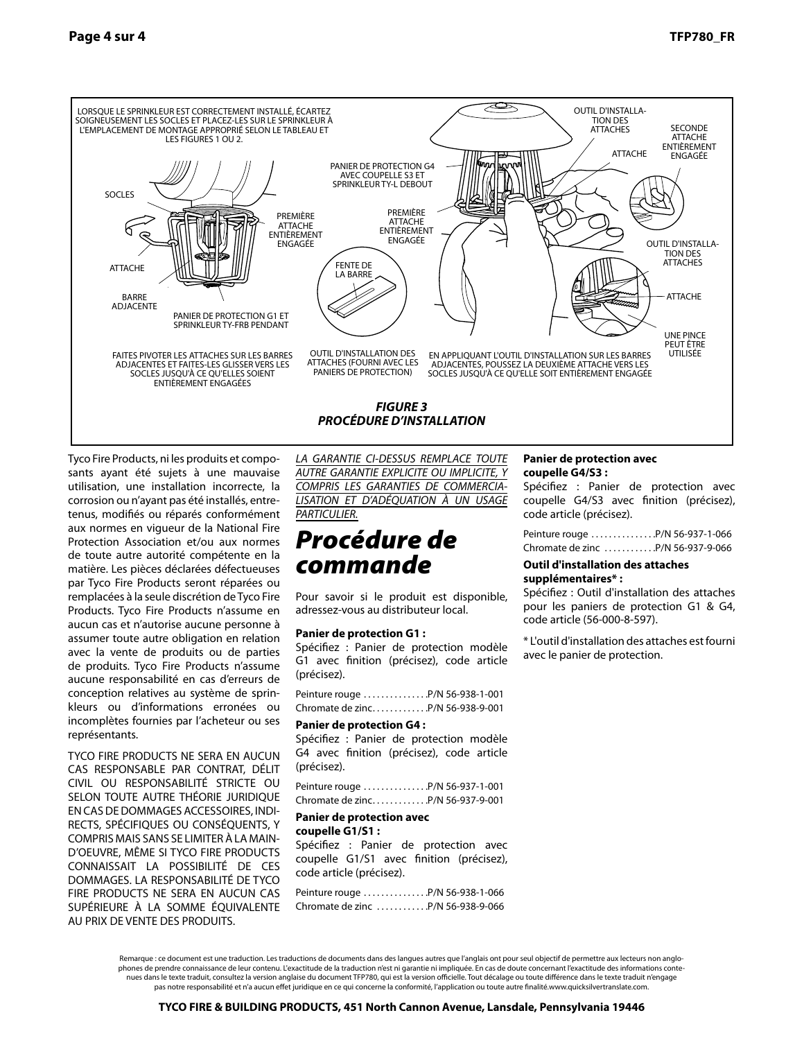LORSQUE LE SPRINKLEUR EST CORRECTEMENT INSTALLÉ, ÉCARTEZ SOIGNEUSEMENT LES SOCLES ET PLACEZ-LES SUR LE SPRINKLEUR À L'EMPLACEMENT DE MONTAGE APPROPRIÉ SELON LE TABLEAU ET LES FIGURES 1 OU 2.

SOCLES

ATTACHE

BARRE ADJACENTE

PREMIÈRE ATTACHE ENTIÈREMENT ENGAGÉE

PANIER DE PROTECTION G1 ET SPRINKLEUR TY-FRB PENDANT

FAITES PIVOTER LES ATTACHES SUR LES BARRES ADJACENTES ET FAITES-LES GLISSER VERS LES SOCLES JUSQU'À CE QU'ELLES SOIENT ENTIÈREMENT ENGAGÉES

PANIER DE PROTECTION G4 AVEC COUPELLE S3 ET SPRINKLEUR TY-L DEBOUT

PREMIÈRE ATTACHE ENTIÈREMENT ENGAGÉE

FENTE DE LA BARRE

OUTIL D'INSTALLATION DES ATTACHES (FOURNI AVEC LES PANIERS DE PROTECTION)

OUTIL D'INSTALLATION DES ATTACHES

ATTACHE

SECONDE ATTACHE ENTIÈREMENT ENGAGÉE

OUTIL D'INSTALLATION DES ATTACHES

ATTACHE

UNE PINCE PEUT ÊTRE UTILISÉE

EN APPLIQUANT L'OUTIL D'INSTALLATION SUR LES BARRES ADJACENTES, POUSSEZ LA DEUXIÈME ATTACHE VERS LES SOCLES JUSQU'À CE QU'ELLE SOIT ENTIÈREMENT ENGAGÉE

***FIGURE 3***
***PROCÉDURE D'INSTALLATION***

Tyco Fire Products, ni les produits et composants ayant été sujets à une mauvaise utilisation, une installation incorrecte, la corrosion ou n'ayant pas été installés, entretenus, modifiés ou réparés conformément aux normes en vigueur de la National Fire Protection Association et/ou aux normes de toute autre autorité compétente en la matière. Les pièces déclarées défectueuses par Tyco Fire Products seront réparées ou remplacées à la seule discrétion de Tyco Fire Products. Tyco Fire Products n'assume en aucun cas et n'autorise aucune personne à assumer toute autre obligation en relation avec la vente de produits ou de parties de produits. Tyco Fire Products n'assume aucune responsabilité en cas d'erreurs de conception relatives au système de sprinkleurs ou d'informations erronées ou incomplètes fournies par l'acheteur ou ses représentants.

TYCO FIRE PRODUCTS NE SERA EN AUCUN CAS RESPONSABLE PAR CONTRAT, DÉLIT CIVIL OU RESPONSABILITÉ STRICTE OU SELON TOUTE AUTRE THÉORIE JURIDIQUE EN CAS DE DOMMAGES ACCESSOIRES, INDIRECTS, SPÉCIFIQUES OU CONSÉQUENTS, Y COMPRIS MAIS SANS SE LIMITER À LA MAIN-D'OEUVRE, MÊME SI TYCO FIRE PRODUCTS CONNAISSAIT LA POSSIBILITÉ DE CES DOMMAGES. LA RESPONSABILITÉ DE TYCO FIRE PRODUCTS NE SERA EN AUCUN CAS SUPÉRIEURE À LA SOMME ÉQUIVALENTE AU PRIX DE VENTE DES PRODUITS.

*LA GARANTIE CI-DESSUS REMPLACE TOUTE AUTRE GARANTIE EXPLICITE OU IMPLICITE, Y COMPRIS LES GARANTIES DE COMMERCIALISATION ET D'ADÉQUATION À UN USAGE PARTICULIER.*

# *Procédure de commande*

Pour savoir si le produit est disponible, adressez-vous au distributeur local.

**Panier de protection G1 :**
Spécifiez : Panier de protection modèle G1 avec finition (précisez), code article (précisez).

Peinture rouge . . . . . . . . . . . . . . .P/N 56-938-1-001
Chromate de zinc. . . . . . . . . . . . .P/N 56-938-9-001

**Panier de protection G4 :**
Spécifiez : Panier de protection modèle G4 avec finition (précisez), code article (précisez).

Peinture rouge . . . . . . . . . . . . . . .P/N 56-937-1-001
Chromate de zinc. . . . . . . . . . . . .P/N 56-937-9-001

**Panier de protection avec coupelle G1/S1 :**
Spécifiez : Panier de protection avec coupelle G1/S1 avec finition (précisez), code article (précisez).

Peinture rouge . . . . . . . . . . . . . . .P/N 56-938-1-066
Chromate de zinc . . . . . . . . . . . .P/N 56-938-9-066

**Panier de protection avec coupelle G4/S3 :**
Spécifiez : Panier de protection avec coupelle G4/S3 avec finition (précisez), code article (précisez).

Peinture rouge . . . . . . . . . . . . . . .P/N 56-937-1-066
Chromate de zinc . . . . . . . . . . . .P/N 56-937-9-066

**Outil d'installation des attaches supplémentaires* :**
Spécifiez : Outil d'installation des attaches pour les paniers de protection G1 & G4, code article (56-000-8-597).

* L'outil d'installation des attaches est fourni avec le panier de protection.

Remarque : ce document est une traduction. Les traductions de documents dans des langues autres que l'anglais ont pour seul objectif de permettre aux lecteurs non anglophones de prendre connaissance de leur contenu. L'exactitude de la traduction n'est ni garantie ni impliquée. En cas de doute concernant l'exactitude des informations contenues dans le texte traduit, consultez la version anglaise du document TFP780, qui est la version officielle. Tout décalage ou toute différence dans le texte traduit n'engage pas notre responsabilité et n'a aucun effet juridique en ce qui concerne la conformité, l'application ou toute autre finalité.www.quicksilvertranslate.com.

**TYCO FIRE & BUILDING PRODUCTS, 451 North Cannon Avenue, Lansdale, Pennsylvania 19446**